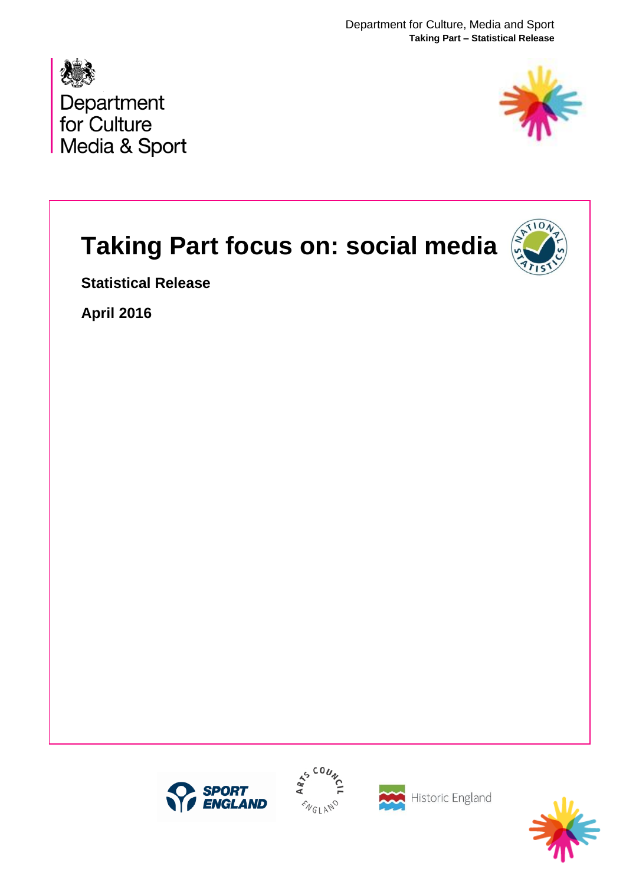Department
for Culture
Media & Sport

# Taking Part focus on: social media

**Statistical Release**

**April 2016**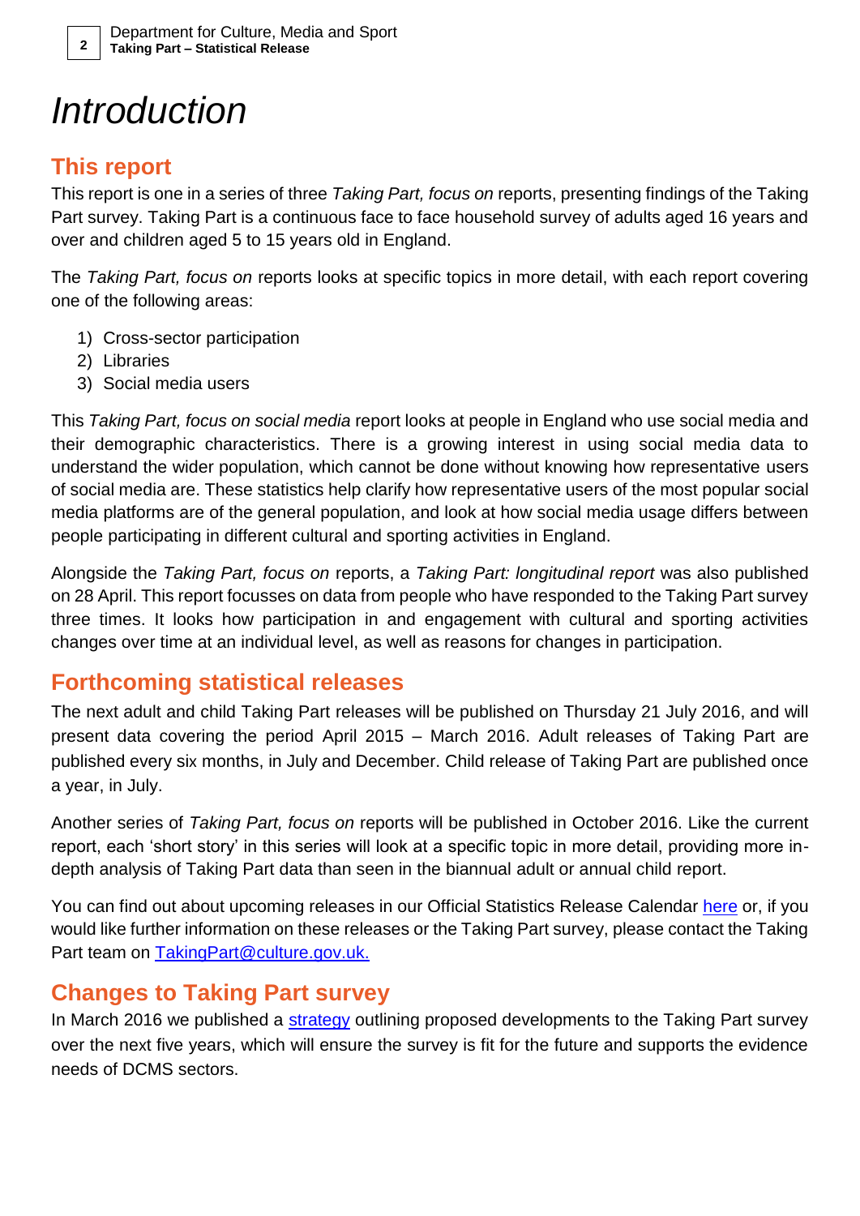# *Introduction*

## This report

This report is one in a series of three *Taking Part, focus on* reports, presenting findings of the Taking Part survey. Taking Part is a continuous face to face household survey of adults aged 16 years and over and children aged 5 to 15 years old in England.

The *Taking Part, focus on* reports looks at specific topics in more detail, with each report covering one of the following areas:

1) Cross-sector participation
2) Libraries
3) Social media users

This *Taking Part, focus on social media* report looks at people in England who use social media and their demographic characteristics. There is a growing interest in using social media data to understand the wider population, which cannot be done without knowing how representative users of social media are. These statistics help clarify how representative users of the most popular social media platforms are of the general population, and look at how social media usage differs between people participating in different cultural and sporting activities in England.

Alongside the *Taking Part, focus on* reports, a *Taking Part: longitudinal report* was also published on 28 April. This report focusses on data from people who have responded to the Taking Part survey three times. It looks how participation in and engagement with cultural and sporting activities changes over time at an individual level, as well as reasons for changes in participation.

## Forthcoming statistical releases

The next adult and child Taking Part releases will be published on Thursday 21 July 2016, and will present data covering the period April 2015 – March 2016. Adult releases of Taking Part are published every six months, in July and December. Child release of Taking Part are published once a year, in July.

Another series of *Taking Part, focus on* reports will be published in October 2016. Like the current report, each 'short story' in this series will look at a specific topic in more detail, providing more in-depth analysis of Taking Part data than seen in the biannual adult or annual child report.

You can find out about upcoming releases in our Official Statistics Release Calendar here or, if you would like further information on these releases or the Taking Part survey, please contact the Taking Part team on TakingPart@culture.gov.uk.

## Changes to Taking Part survey

In March 2016 we published a strategy outlining proposed developments to the Taking Part survey over the next five years, which will ensure the survey is fit for the future and supports the evidence needs of DCMS sectors.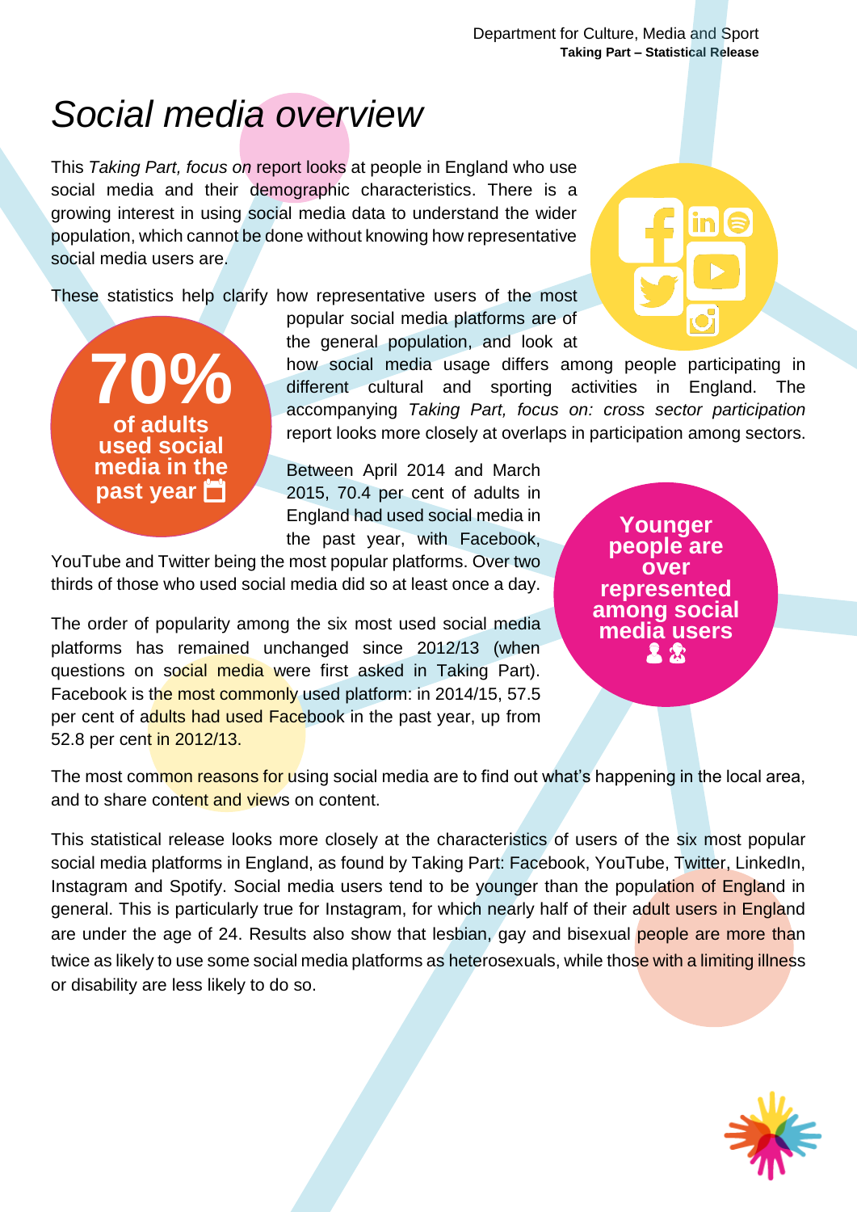# *Social media overview*

This *Taking Part, focus on* report looks at people in England who use social media and their demographic characteristics. There is a growing interest in using social media data to understand the wider population, which cannot be done without knowing how representative social media users are.

These statistics help clarify how representative users of the most popular social media platforms are of the general population, and look at how social media usage differs among people participating in different cultural and sporting activities in England. The accompanying *Taking Part, focus on: cross sector participation* report looks more closely at overlaps in participation among sectors.

**70% of adults used social media in the past year**

Between April 2014 and March 2015, 70.4 per cent of adults in England had used social media in the past year, with Facebook, YouTube and Twitter being the most popular platforms. Over two thirds of those who used social media did so at least once a day.

**Younger people are over represented among social media users**

The order of popularity among the six most used social media platforms has remained unchanged since 2012/13 (when questions on social media were first asked in Taking Part). Facebook is the most commonly used platform: in 2014/15, 57.5 per cent of adults had used Facebook in the past year, up from 52.8 per cent in 2012/13.

The most common reasons for using social media are to find out what's happening in the local area, and to share content and views on content.

This statistical release looks more closely at the characteristics of users of the six most popular social media platforms in England, as found by Taking Part: Facebook, YouTube, Twitter, LinkedIn, Instagram and Spotify. Social media users tend to be younger than the population of England in general. This is particularly true for Instagram, for which nearly half of their adult users in England are under the age of 24. Results also show that lesbian, gay and bisexual people are more than twice as likely to use some social media platforms as heterosexuals, while those with a limiting illness or disability are less likely to do so.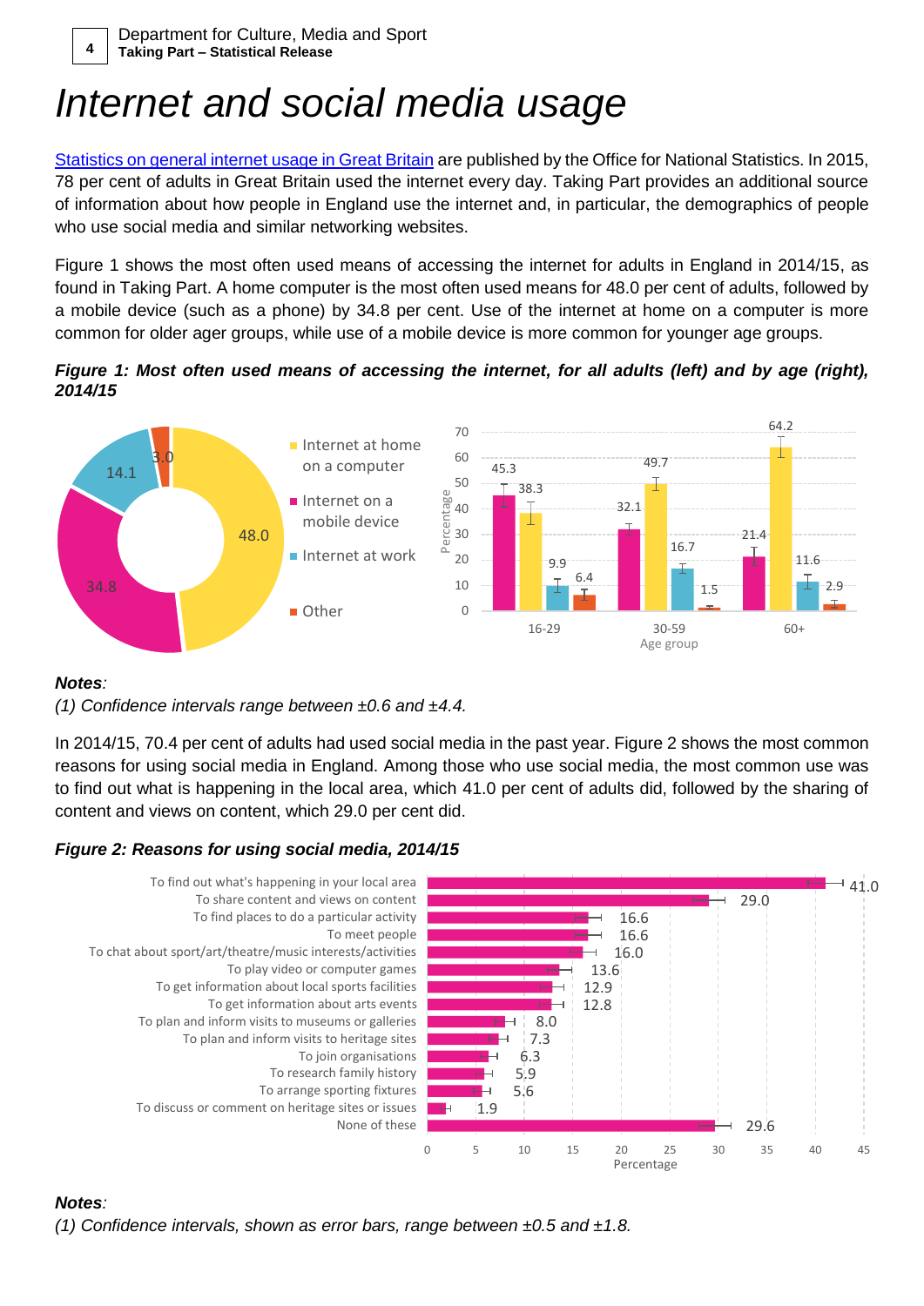// The page has two charts, but no images were detected, so per the rules I give only the text and captions, with no image_ref tags.
# Internet and social media usage

[Statistics on general internet usage in Great Britain](#) are published by the Office for National Statistics. In 2015, 78 per cent of adults in Great Britain used the internet every day. Taking Part provides an additional source of information about how people in England use the internet and, in particular, the demographics of people who use social media and similar networking websites.

Figure 1 shows the most often used means of accessing the internet for adults in England in 2014/15, as found in Taking Part. A home computer is the most often used means for 48.0 per cent of adults, followed by a mobile device (such as a phone) by 34.8 per cent. Use of the internet at home on a computer is more common for older ager groups, while use of a mobile device is more common for younger age groups.

***Figure 1: Most often used means of accessing the internet, for all adults (left) and by age (right), 2014/15***

***Notes****:*

*(1) Confidence intervals range between ±0.6 and ±4.4.*

In 2014/15, 70.4 per cent of adults had used social media in the past year. Figure 2 shows the most common reasons for using social media in England. Among those who use social media, the most common use was to find out what is happening in the local area, which 41.0 per cent of adults did, followed by the sharing of content and views on content, which 29.0 per cent did.

***Figure 2: Reasons for using social media, 2014/15***

***Notes****:*

*(1) Confidence intervals, shown as error bars, range between ±0.5 and ±1.8.*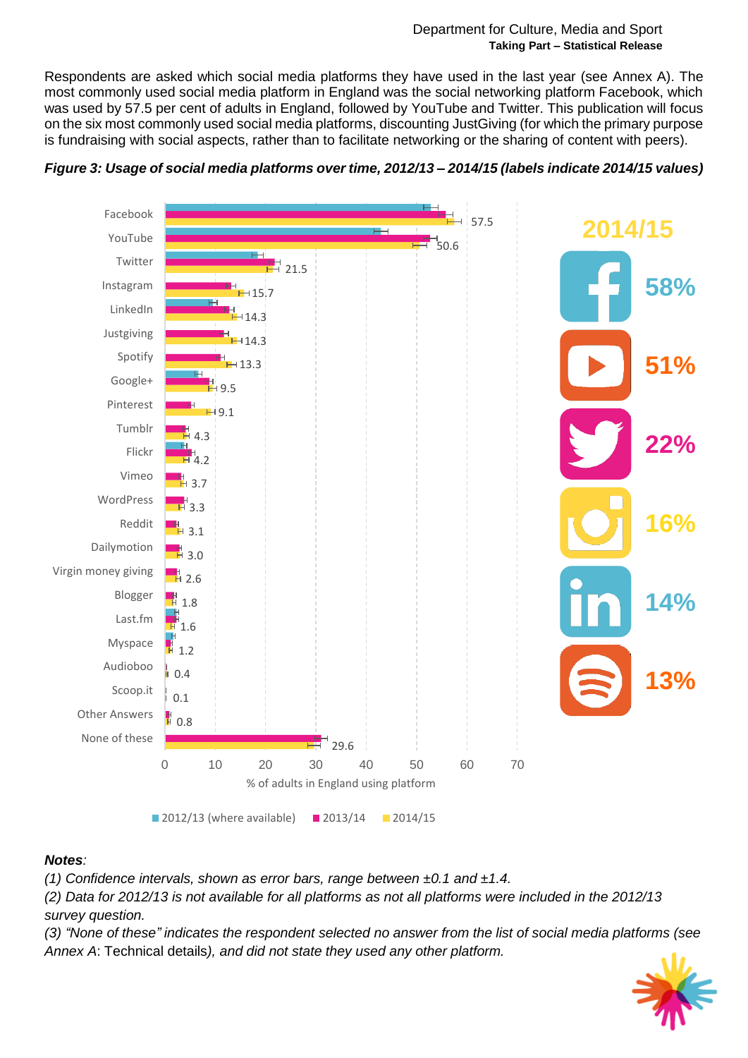Respondents are asked which social media platforms they have used in the last year (see Annex A). The most commonly used social media platform in England was the social networking platform Facebook, which was used by 57.5 per cent of adults in England, followed by YouTube and Twitter. This publication will focus on the six most commonly used social media platforms, discounting JustGiving (for which the primary purpose is fundraising with social aspects, rather than to facilitate networking or the sharing of content with peers).

***Figure 3: Usage of social media platforms over time, 2012/13 – 2014/15 (labels indicate 2014/15 values)***

| Platform | 2014/15 (% of adults in England using platform) |
|---|---|
| Facebook | 57.5 |
| YouTube | 50.6 |
| Twitter | 21.5 |
| Instagram | 15.7 |
| LinkedIn | 14.3 |
| Justgiving | 14.3 |
| Spotify | 13.3 |
| Google+ | 9.5 |
| Pinterest | 9.1 |
| Tumblr | 4.3 |
| Flickr | 4.2 |
| Vimeo | 3.7 |
| WordPress | 3.3 |
| Reddit | 3.1 |
| Dailymotion | 3.0 |
| Virgin money giving | 2.6 |
| Blogger | 1.8 |
| Last.fm | 1.6 |
| Myspace | 1.2 |
| Audioboo | 0.4 |
| Scoop.it | 0.1 |
| Other Answers | 0.8 |
| None of these | 29.6 |

Legend: 2012/13 (where available), 2013/14, 2014/15

2014/15: Facebook 58%, YouTube 51%, Twitter 22%, Instagram 16%, LinkedIn 14%, Spotify 13%

***Notes**:*

*(1) Confidence intervals, shown as error bars, range between ±0.1 and ±1.4.*

*(2) Data for 2012/13 is not available for all platforms as not all platforms were included in the 2012/13 survey question.*

*(3) "None of these" indicates the respondent selected no answer from the list of social media platforms (see Annex A*: Technical details*), and did not state they used any other platform.*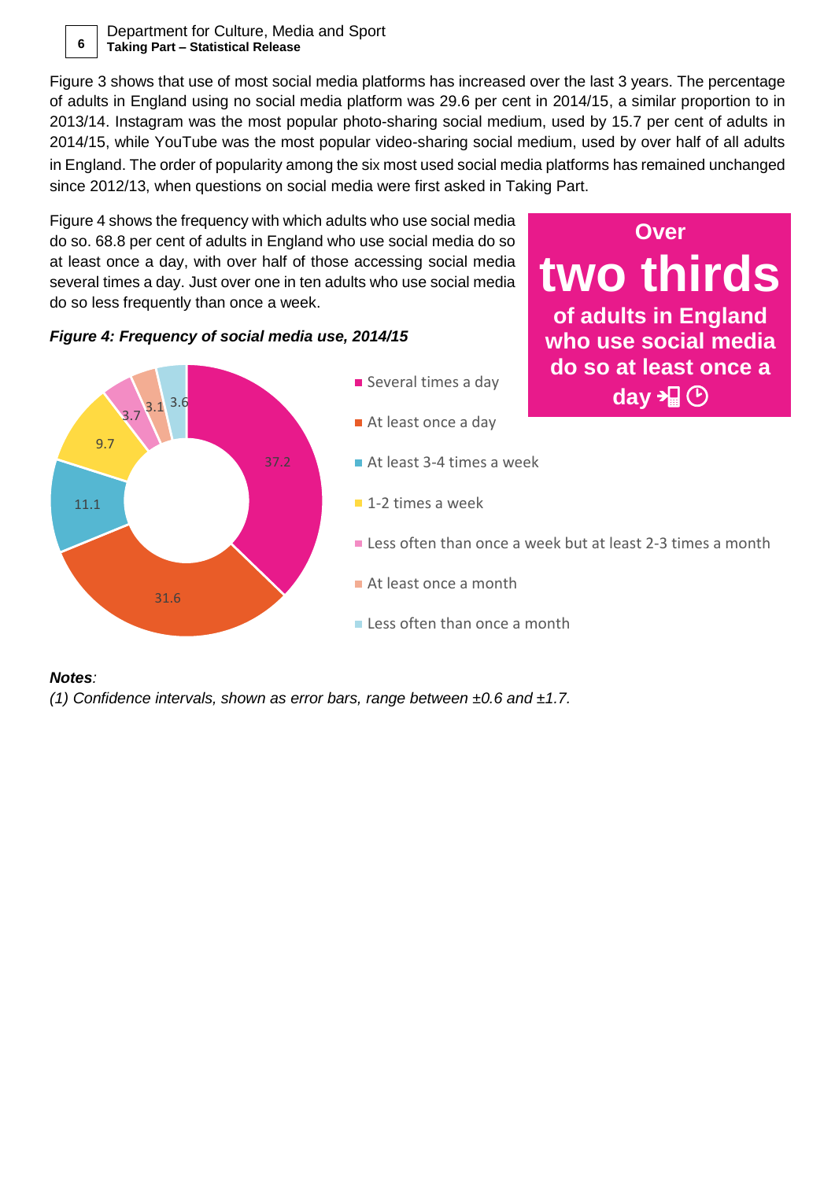Figure 3 shows that use of most social media platforms has increased over the last 3 years. The percentage of adults in England using no social media platform was 29.6 per cent in 2014/15, a similar proportion to in 2013/14. Instagram was the most popular photo-sharing social medium, used by 15.7 per cent of adults in 2014/15, while YouTube was the most popular video-sharing social medium, used by over half of all adults in England. The order of popularity among the six most used social media platforms has remained unchanged since 2012/13, when questions on social media were first asked in Taking Part.

Figure 4 shows the frequency with which adults who use social media do so. 68.8 per cent of adults in England who use social media do so at least once a day, with over half of those accessing social media several times a day. Just over one in ten adults who use social media do so less frequently than once a week.

**Over two thirds of adults in England who use social media do so at least once a day**

***Figure 4: Frequency of social media use, 2014/15***

| Frequency | Per cent |
|---|---|
| Several times a day | 37.2 |
| At least once a day | 31.6 |
| At least 3-4 times a week | 11.1 |
| 1-2 times a week | 9.7 |
| Less often than once a week but at least 2-3 times a month | 3.7 |
| At least once a month | 3.1 |
| Less often than once a month | 3.6 |

***Notes**:*

*(1) Confidence intervals, shown as error bars, range between ±0.6 and ±1.7.*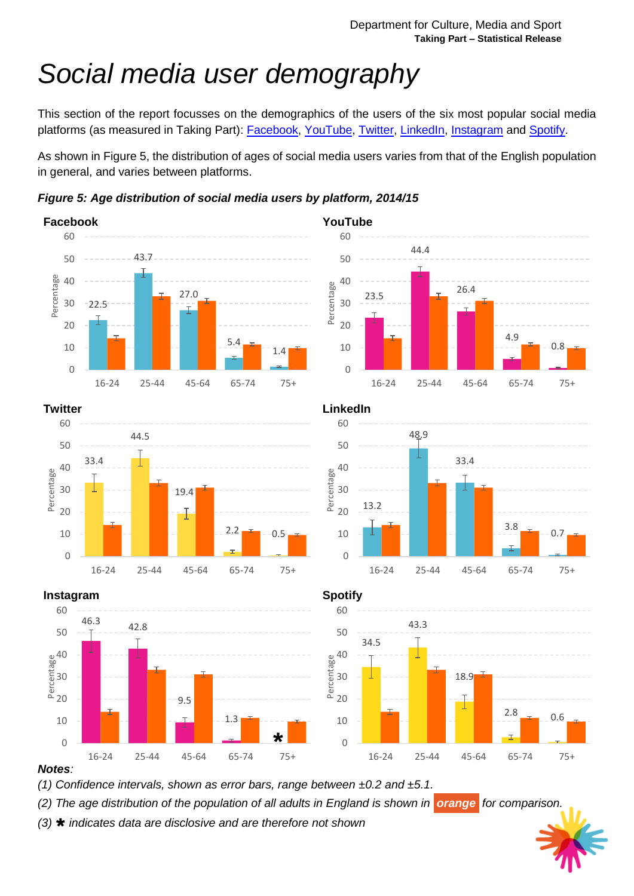# Social media user demography

This section of the report focusses on the demographics of the users of the six most popular social media platforms (as measured in Taking Part): [Facebook](), [YouTube](), [Twitter](), [LinkedIn](), [Instagram]() and [Spotify]().

As shown in Figure 5, the distribution of ages of social media users varies from that of the English population in general, and varies between platforms.

***Figure 5: Age distribution of social media users by platform, 2014/15***

| Platform | 16-24 | 25-44 | 45-64 | 65-74 | 75+ |
|---|---|---|---|---|---|
| Facebook | 22.5 | 43.7 | 27.0 | 5.4 | 1.4 |
| YouTube | 23.5 | 44.4 | 26.4 | 4.9 | 0.8 |
| Twitter | 33.4 | 44.5 | 19.4 | 2.2 | 0.5 |
| LinkedIn | 13.2 | 48.9 | 33.4 | 3.8 | 0.7 |
| Instagram | 46.3 | 42.8 | 9.5 | 1.3 | * |
| Spotify | 34.5 | 43.3 | 18.9 | 2.8 | 0.6 |

***Notes***:

*(1) Confidence intervals, shown as error bars, range between ±0.2 and ±5.1.*

*(2) The age distribution of the population of all adults in England is shown in **orange** for comparison.*

*(3) * indicates data are disclosive and are therefore not shown*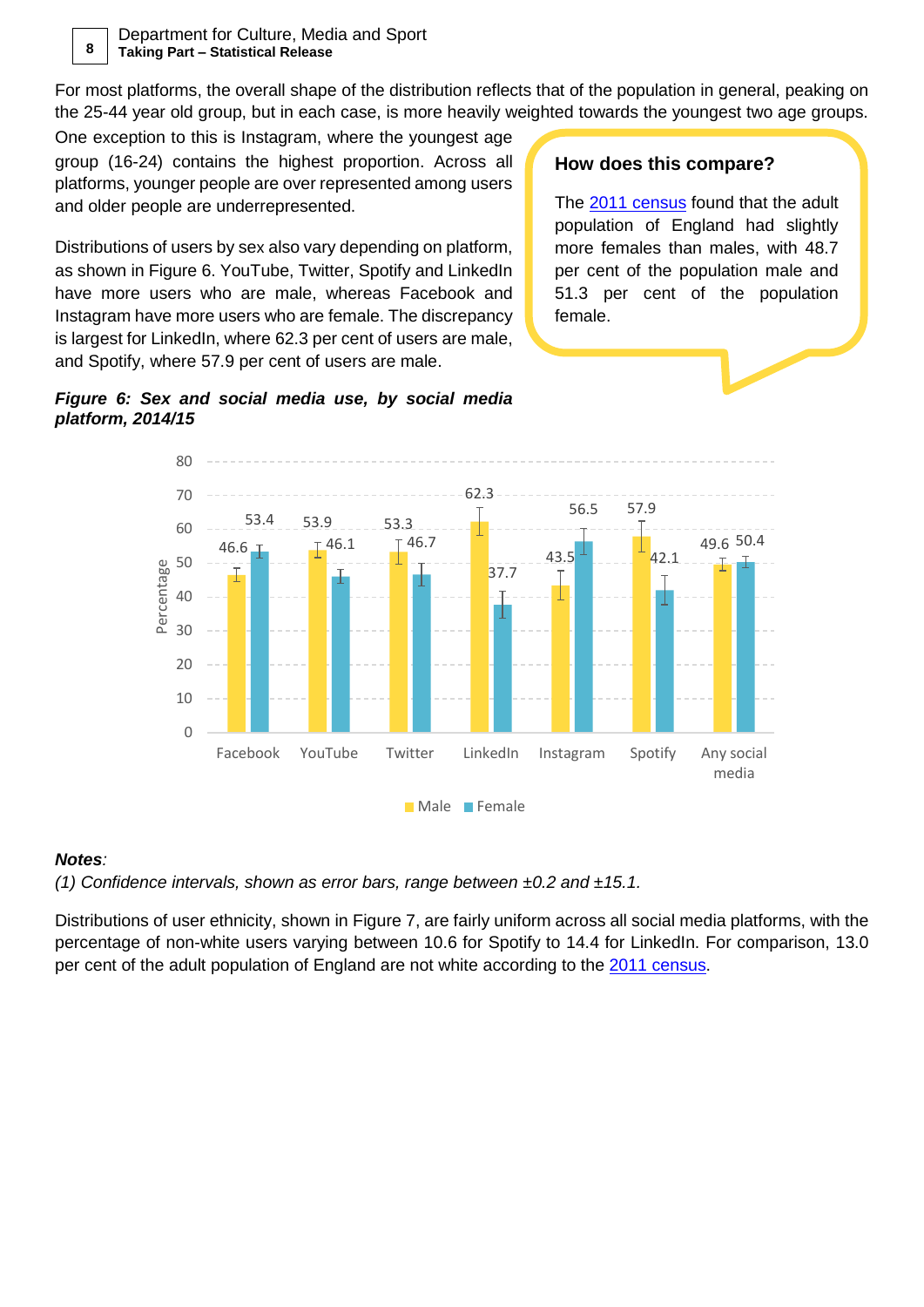For most platforms, the overall shape of the distribution reflects that of the population in general, peaking on the 25-44 year old group, but in each case, is more heavily weighted towards the youngest two age groups. One exception to this is Instagram, where the youngest age group (16-24) contains the highest proportion. Across all platforms, younger people are over represented among users and older people are underrepresented.

Distributions of users by sex also vary depending on platform, as shown in Figure 6. YouTube, Twitter, Spotify and LinkedIn have more users who are male, whereas Facebook and Instagram have more users who are female. The discrepancy is largest for LinkedIn, where 62.3 per cent of users are male, and Spotify, where 57.9 per cent of users are male.

**How does this compare?**

The [2011 census] found that the adult population of England had slightly more females than males, with 48.7 per cent of the population male and 51.3 per cent of the population female.

***Figure 6: Sex and social media use, by social media platform, 2014/15***

| Platform | Male | Female |
| --- | --- | --- |
| Facebook | 46.6 | 53.4 |
| YouTube | 53.9 | 46.1 |
| Twitter | 53.3 | 46.7 |
| LinkedIn | 62.3 | 37.7 |
| Instagram | 43.5 | 56.5 |
| Spotify | 57.9 | 42.1 |
| Any social media | 49.6 | 50.4 |

***Notes****:*
*(1) Confidence intervals, shown as error bars, range between ±0.2 and ±15.1.*

Distributions of user ethnicity, shown in Figure 7, are fairly uniform across all social media platforms, with the percentage of non-white users varying between 10.6 for Spotify to 14.4 for LinkedIn. For comparison, 13.0 per cent of the adult population of England are not white according to the [2011 census].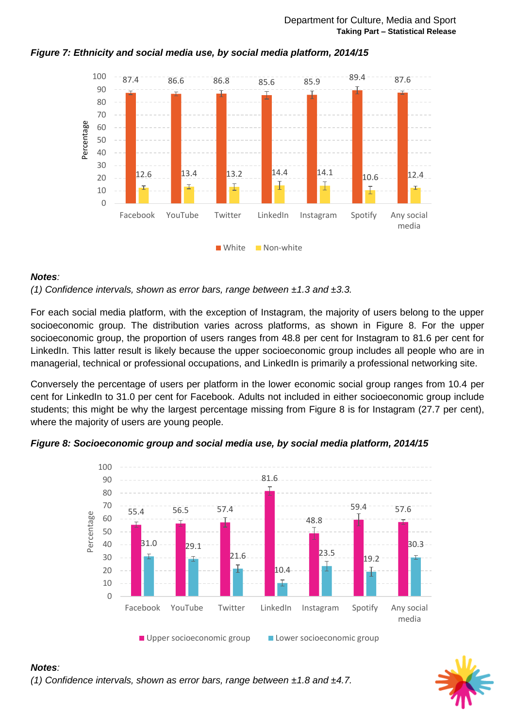***Figure 7: Ethnicity and social media use, by social media platform, 2014/15***

| Platform | White | Non-white |
|---|---|---|
| Facebook | 87.4 | 12.6 |
| YouTube | 86.6 | 13.4 |
| Twitter | 86.8 | 13.2 |
| LinkedIn | 85.6 | 14.4 |
| Instagram | 85.9 | 14.1 |
| Spotify | 89.4 | 10.6 |
| Any social media | 87.6 | 12.4 |

***Notes***:
*(1) Confidence intervals, shown as error bars, range between ±1.3 and ±3.3.*

For each social media platform, with the exception of Instagram, the majority of users belong to the upper socioeconomic group. The distribution varies across platforms, as shown in Figure 8. For the upper socioeconomic group, the proportion of users ranges from 48.8 per cent for Instagram to 81.6 per cent for LinkedIn. This latter result is likely because the upper socioeconomic group includes all people who are in managerial, technical or professional occupations, and LinkedIn is primarily a professional networking site.

Conversely the percentage of users per platform in the lower economic social group ranges from 10.4 per cent for LinkedIn to 31.0 per cent for Facebook. Adults not included in either socioeconomic group include students; this might be why the largest percentage missing from Figure 8 is for Instagram (27.7 per cent), where the majority of users are young people.

***Figure 8: Socioeconomic group and social media use, by social media platform, 2014/15***

| Platform | Upper socioeconomic group | Lower socioeconomic group |
|---|---|---|
| Facebook | 55.4 | 31.0 |
| YouTube | 56.5 | 29.1 |
| Twitter | 57.4 | 21.6 |
| LinkedIn | 81.6 | 10.4 |
| Instagram | 48.8 | 23.5 |
| Spotify | 59.4 | 19.2 |
| Any social media | 57.6 | 30.3 |

***Notes***:
*(1) Confidence intervals, shown as error bars, range between ±1.8 and ±4.7.*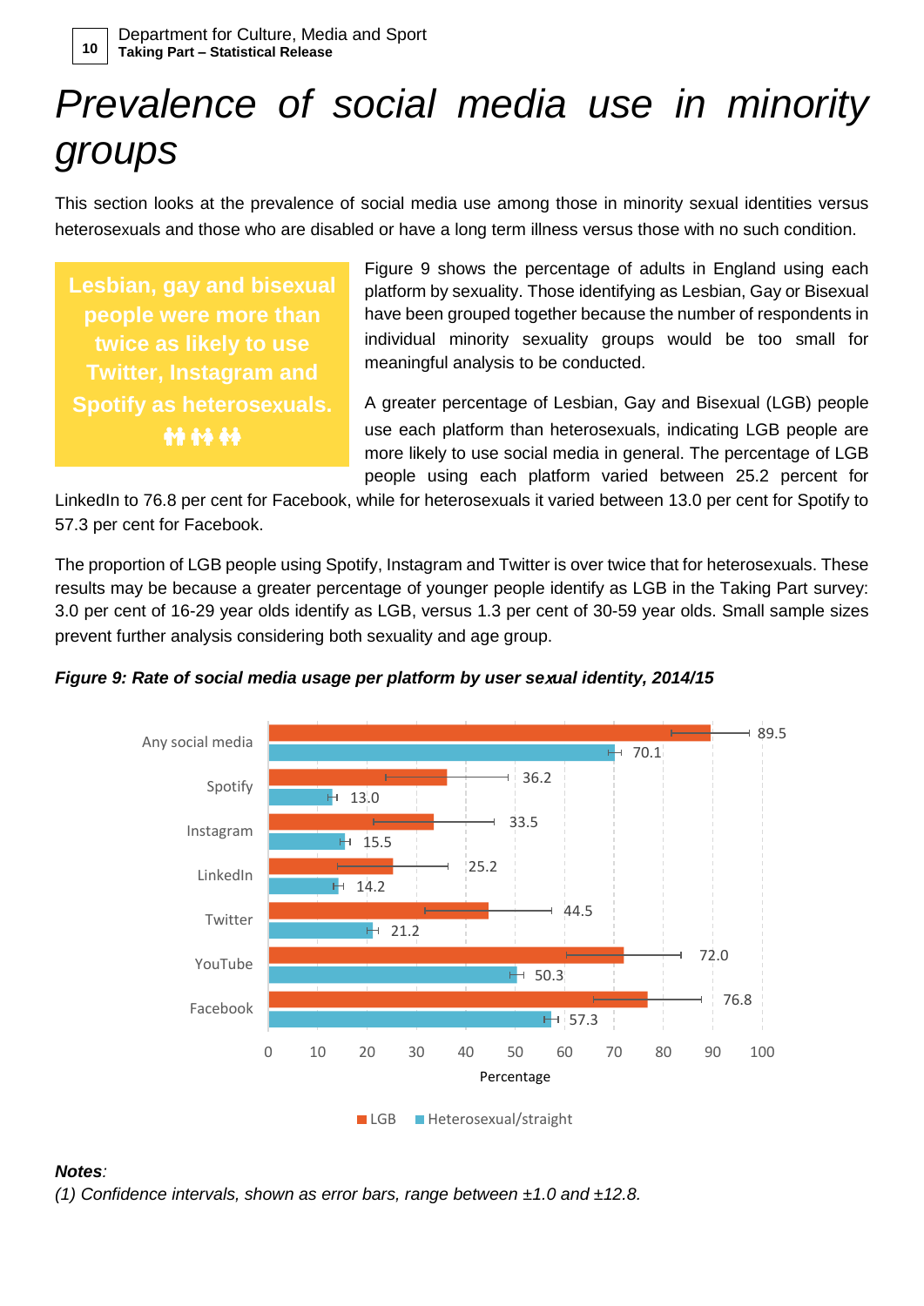# Prevalence of social media use in minority groups

This section looks at the prevalence of social media use among those in minority sexual identities versus heterosexuals and those who are disabled or have a long term illness versus those with no such condition.

**Lesbian, gay and bisexual people were more than twice as likely to use Twitter, Instagram and Spotify as heterosexuals.**

Figure 9 shows the percentage of adults in England using each platform by sexuality. Those identifying as Lesbian, Gay or Bisexual have been grouped together because the number of respondents in individual minority sexuality groups would be too small for meaningful analysis to be conducted.

A greater percentage of Lesbian, Gay and Bisexual (LGB) people use each platform than heterosexuals, indicating LGB people are more likely to use social media in general. The percentage of LGB people using each platform varied between 25.2 percent for LinkedIn to 76.8 per cent for Facebook, while for heterosexuals it varied between 13.0 per cent for Spotify to 57.3 per cent for Facebook.

The proportion of LGB people using Spotify, Instagram and Twitter is over twice that for heterosexuals. These results may be because a greater percentage of younger people identify as LGB in the Taking Part survey: 3.0 per cent of 16-29 year olds identify as LGB, versus 1.3 per cent of 30-59 year olds. Small sample sizes prevent further analysis considering both sexuality and age group.

***Figure 9: Rate of social media usage per platform by user sexual identity, 2014/15***

| Platform | LGB | Heterosexual/straight |
|---|---|---|
| Any social media | 89.5 | 70.1 |
| Spotify | 36.2 | 13.0 |
| Instagram | 33.5 | 15.5 |
| LinkedIn | 25.2 | 14.2 |
| Twitter | 44.5 | 21.2 |
| YouTube | 72.0 | 50.3 |
| Facebook | 76.8 | 57.3 |

Percentage

***Notes***:
*(1) Confidence intervals, shown as error bars, range between ±1.0 and ±12.8.*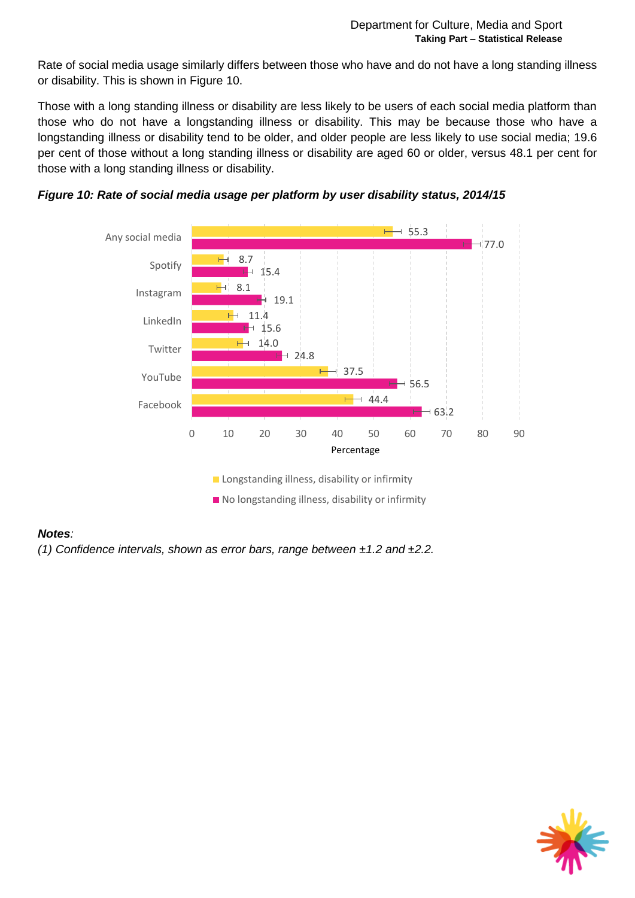Rate of social media usage similarly differs between those who have and do not have a long standing illness or disability. This is shown in Figure 10.

Those with a long standing illness or disability are less likely to be users of each social media platform than those who do not have a longstanding illness or disability. This may be because those who have a longstanding illness or disability tend to be older, and older people are less likely to use social media; 19.6 per cent of those without a long standing illness or disability are aged 60 or older, versus 48.1 per cent for those with a long standing illness or disability.

***Figure 10: Rate of social media usage per platform by user disability status, 2014/15***

| Platform | Longstanding illness, disability or infirmity | No longstanding illness, disability or infirmity |
| --- | --- | --- |
| Any social media | 55.3 | 77.0 |
| Spotify | 8.7 | 15.4 |
| Instagram | 8.1 | 19.1 |
| LinkedIn | 11.4 | 15.6 |
| Twitter | 14.0 | 24.8 |
| YouTube | 37.5 | 56.5 |
| Facebook | 44.4 | 63.2 |

***Notes**:*
*(1) Confidence intervals, shown as error bars, range between ±1.2 and ±2.2.*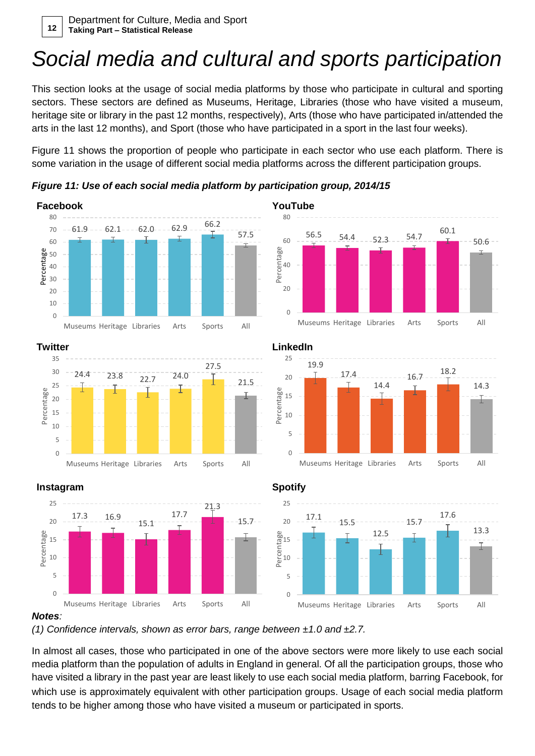# Social media and cultural and sports participation

This section looks at the usage of social media platforms by those who participate in cultural and sporting sectors. These sectors are defined as Museums, Heritage, Libraries (those who have visited a museum, heritage site or library in the past 12 months, respectively), Arts (those who have participated in/attended the arts in the last 12 months), and Sport (those who have participated in a sport in the last four weeks).

Figure 11 shows the proportion of people who participate in each sector who use each platform. There is some variation in the usage of different social media platforms across the different participation groups.

***Figure 11: Use of each social media platform by participation group, 2014/15***

| Platform | Museums | Heritage | Libraries | Arts | Sports | All |
|---|---|---|---|---|---|---|
| Facebook | 61.9 | 62.1 | 62.0 | 62.9 | 66.2 | 57.5 |
| YouTube | 56.5 | 54.4 | 52.3 | 54.7 | 60.1 | 50.6 |
| Twitter | 24.4 | 23.8 | 22.7 | 24.0 | 27.5 | 21.5 |
| LinkedIn | 19.9 | 17.4 | 14.4 | 16.7 | 18.2 | 14.3 |
| Instagram | 17.3 | 16.9 | 15.1 | 17.7 | 21.3 | 15.7 |
| Spotify | 17.1 | 15.5 | 12.5 | 15.7 | 17.6 | 13.3 |

***Notes**:*

*(1) Confidence intervals, shown as error bars, range between ±1.0 and ±2.7.*

In almost all cases, those who participated in one of the above sectors were more likely to use each social media platform than the population of adults in England in general. Of all the participation groups, those who have visited a library in the past year are least likely to use each social media platform, barring Facebook, for which use is approximately equivalent with other participation groups. Usage of each social media platform tends to be higher among those who have visited a museum or participated in sports.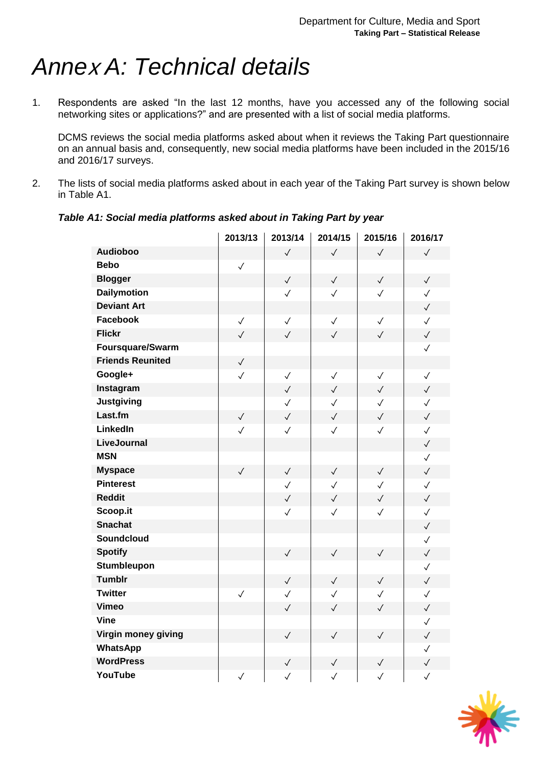# Annex A: Technical details

1. Respondents are asked "In the last 12 months, have you accessed any of the following social networking sites or applications?" and are presented with a list of social media platforms.

   DCMS reviews the social media platforms asked about when it reviews the Taking Part questionnaire on an annual basis and, consequently, new social media platforms have been included in the 2015/16 and 2016/17 surveys.

2. The lists of social media platforms asked about in each year of the Taking Part survey is shown below in Table A1.

***Table A1: Social media platforms asked about in Taking Part by year***

| | 2013/13 | 2013/14 | 2014/15 | 2015/16 | 2016/17 |
|---|---|---|---|---|---|
| **Audioboo** | | ✓ | ✓ | ✓ | ✓ |
| **Bebo** | ✓ | | | | |
| **Blogger** | | ✓ | ✓ | ✓ | ✓ |
| **Dailymotion** | | ✓ | ✓ | ✓ | ✓ |
| **Deviant Art** | | | | | ✓ |
| **Facebook** | ✓ | ✓ | ✓ | ✓ | ✓ |
| **Flickr** | ✓ | ✓ | ✓ | ✓ | ✓ |
| **Foursquare/Swarm** | | | | | ✓ |
| **Friends Reunited** | ✓ | | | | |
| **Google+** | ✓ | ✓ | ✓ | ✓ | ✓ |
| **Instagram** | | ✓ | ✓ | ✓ | ✓ |
| **Justgiving** | | ✓ | ✓ | ✓ | ✓ |
| **Last.fm** | ✓ | ✓ | ✓ | ✓ | ✓ |
| **LinkedIn** | ✓ | ✓ | ✓ | ✓ | ✓ |
| **LiveJournal** | | | | | ✓ |
| **MSN** | | | | | ✓ |
| **Myspace** | ✓ | ✓ | ✓ | ✓ | ✓ |
| **Pinterest** | | ✓ | ✓ | ✓ | ✓ |
| **Reddit** | | ✓ | ✓ | ✓ | ✓ |
| **Scoop.it** | | ✓ | ✓ | ✓ | ✓ |
| **Snachat** | | | | | ✓ |
| **Soundcloud** | | | | | ✓ |
| **Spotify** | | ✓ | ✓ | ✓ | ✓ |
| **Stumbleupon** | | | | | ✓ |
| **Tumblr** | | ✓ | ✓ | ✓ | ✓ |
| **Twitter** | ✓ | ✓ | ✓ | ✓ | ✓ |
| **Vimeo** | | ✓ | ✓ | ✓ | ✓ |
| **Vine** | | | | | ✓ |
| **Virgin money giving** | | ✓ | ✓ | ✓ | ✓ |
| **WhatsApp** | | | | | ✓ |
| **WordPress** | | ✓ | ✓ | ✓ | ✓ |
| **YouTube** | ✓ | ✓ | ✓ | ✓ | ✓ |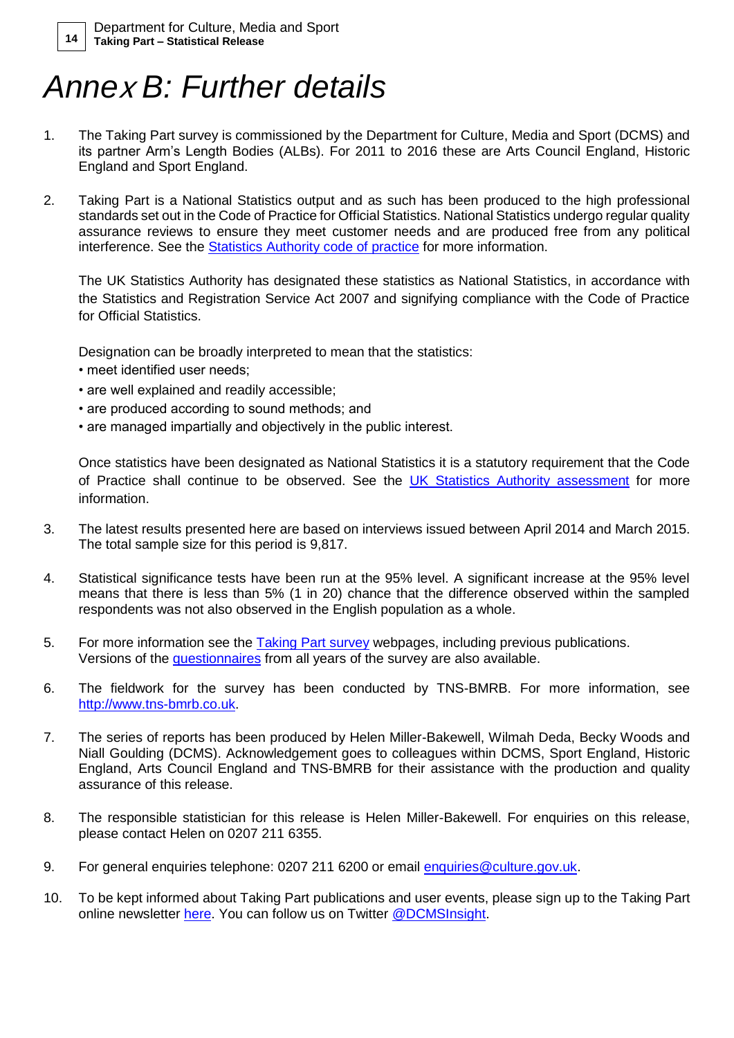# Annex B: Further details

1. The Taking Part survey is commissioned by the Department for Culture, Media and Sport (DCMS) and its partner Arm's Length Bodies (ALBs). For 2011 to 2016 these are Arts Council England, Historic England and Sport England.

2. Taking Part is a National Statistics output and as such has been produced to the high professional standards set out in the Code of Practice for Official Statistics. National Statistics undergo regular quality assurance reviews to ensure they meet customer needs and are produced free from any political interference. See the Statistics Authority code of practice for more information.

   The UK Statistics Authority has designated these statistics as National Statistics, in accordance with the Statistics and Registration Service Act 2007 and signifying compliance with the Code of Practice for Official Statistics.

   Designation can be broadly interpreted to mean that the statistics:
   - meet identified user needs;
   - are well explained and readily accessible;
   - are produced according to sound methods; and
   - are managed impartially and objectively in the public interest.

   Once statistics have been designated as National Statistics it is a statutory requirement that the Code of Practice shall continue to be observed. See the UK Statistics Authority assessment for more information.

3. The latest results presented here are based on interviews issued between April 2014 and March 2015. The total sample size for this period is 9,817.

4. Statistical significance tests have been run at the 95% level. A significant increase at the 95% level means that there is less than 5% (1 in 20) chance that the difference observed within the sampled respondents was not also observed in the English population as a whole.

5. For more information see the Taking Part survey webpages, including previous publications. Versions of the questionnaires from all years of the survey are also available.

6. The fieldwork for the survey has been conducted by TNS-BMRB. For more information, see http://www.tns-bmrb.co.uk.

7. The series of reports has been produced by Helen Miller-Bakewell, Wilmah Deda, Becky Woods and Niall Goulding (DCMS). Acknowledgement goes to colleagues within DCMS, Sport England, Historic England, Arts Council England and TNS-BMRB for their assistance with the production and quality assurance of this release.

8. The responsible statistician for this release is Helen Miller-Bakewell. For enquiries on this release, please contact Helen on 0207 211 6355.

9. For general enquiries telephone: 0207 211 6200 or email enquiries@culture.gov.uk.

10. To be kept informed about Taking Part publications and user events, please sign up to the Taking Part online newsletter here. You can follow us on Twitter @DCMSInsight.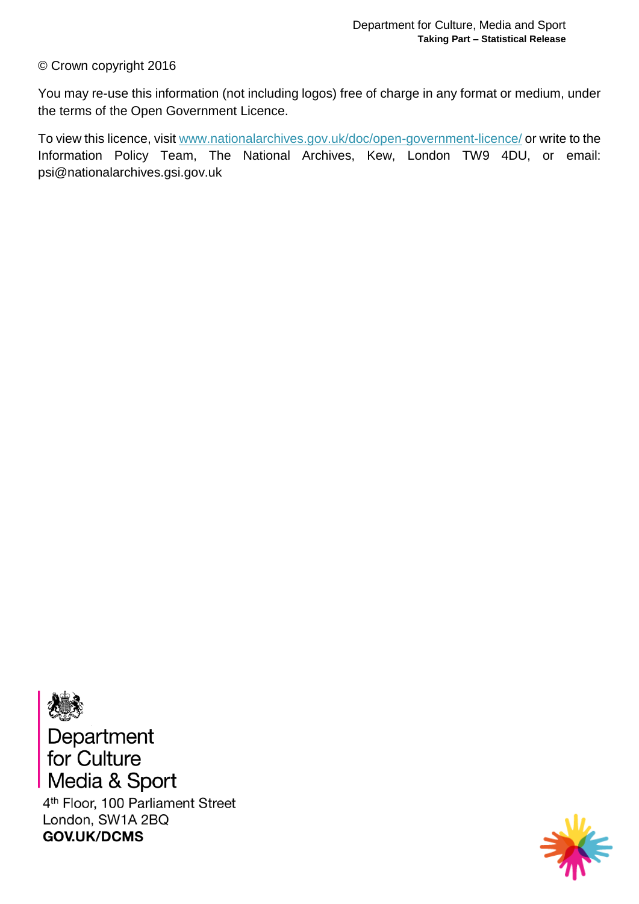© Crown copyright 2016

You may re-use this information (not including logos) free of charge in any format or medium, under the terms of the Open Government Licence.

To view this licence, visit [www.nationalarchives.gov.uk/doc/open-government-licence/](http://www.nationalarchives.gov.uk/doc/open-government-licence/) or write to the Information Policy Team, The National Archives, Kew, London TW9 4DU, or email: psi@nationalarchives.gsi.gov.uk

Department for Culture Media & Sport

4th Floor, 100 Parliament Street
London, SW1A 2BQ
**GOV.UK/DCMS**